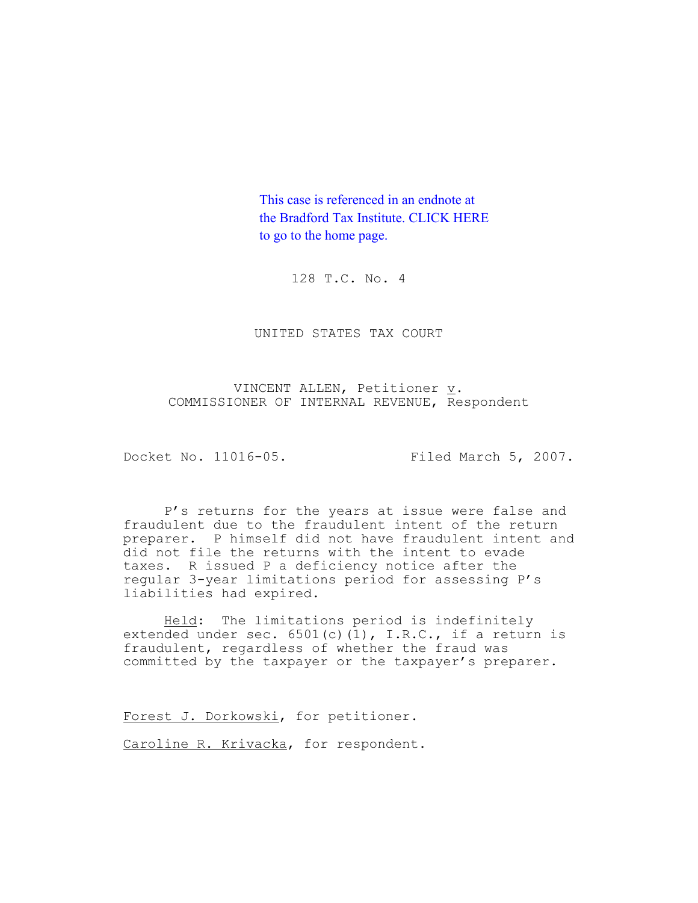This case is referenced in an endnote at the Bradford Tax Institute. CLICK HERE to go to the home page.

128 T.C. No. 4

UNITED STATES TAX COURT

VINCENT ALLEN, Petitioner v. COMMISSIONER OF INTERNAL REVENUE, Respondent

Docket No. 11016-05. Filed March 5, 2007.

P's returns for the years at issue were false and fraudulent due to the fraudulent intent of the return preparer. P himself did not have fraudulent intent and did not file the returns with the intent to evade taxes. R issued P a deficiency notice after the regular 3-year limitations period for assessing P's liabilities had expired.

Held: The limitations period is indefinitely extended under sec. 6501(c)(1), I.R.C., if a return is fraudulent, regardless of whether the fraud was committed by the taxpayer or the taxpayer's preparer.

Forest J. Dorkowski, for petitioner.

Caroline R. Krivacka, for respondent.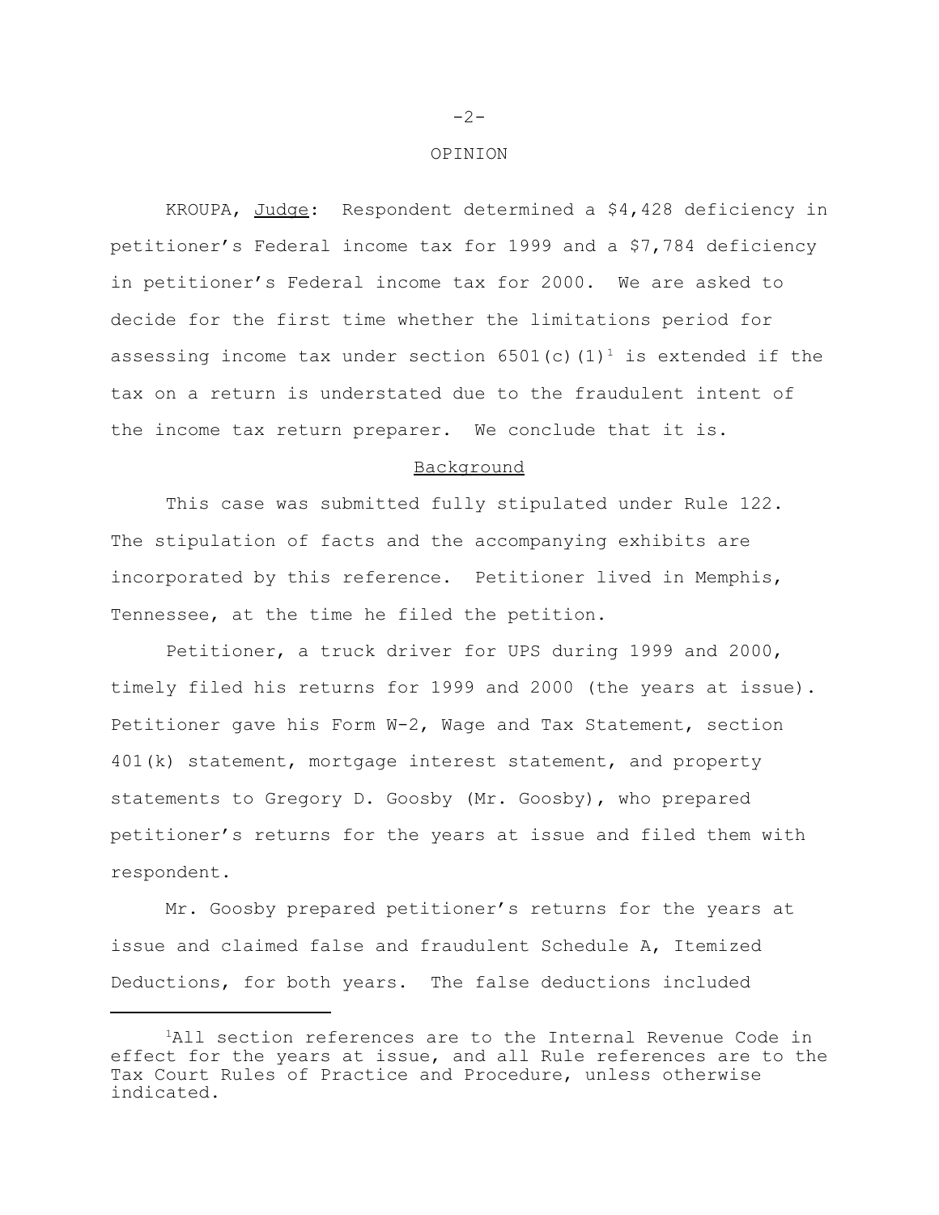## OPINION

KROUPA, Judge: Respondent determined a $4,428 deficiency in petitioner's Federal income tax for 1999 and a $7,784 deficiency in petitioner's Federal income tax for 2000. We are asked to decide for the first time whether the limitations period for assessing income tax under section 6501(c)(1)[1] is extended if the tax on a return is understated due to the fraudulent intent of the income tax return preparer. We conclude that it is.

### Background

This case was submitted fully stipulated under Rule 122. The stipulation of facts and the accompanying exhibits are incorporated by this reference. Petitioner lived in Memphis, Tennessee, at the time he filed the petition.

Petitioner, a truck driver for UPS during 1999 and 2000, timely filed his returns for 1999 and 2000 (the years at issue). Petitioner gave his Form W-2, Wage and Tax Statement, section 401(k) statement, mortgage interest statement, and property statements to Gregory D. Goosby (Mr. Goosby), who prepared petitioner's returns for the years at issue and filed them with respondent.

Mr. Goosby prepared petitioner's returns for the years at issue and claimed false and fraudulent Schedule A, Itemized Deductions, for both years. The false deductions included

[1] All section references are to the Internal Revenue Code in effect for the years at issue, and all Rule references are to the Tax Court Rules of Practice and Procedure, unless otherwise indicated.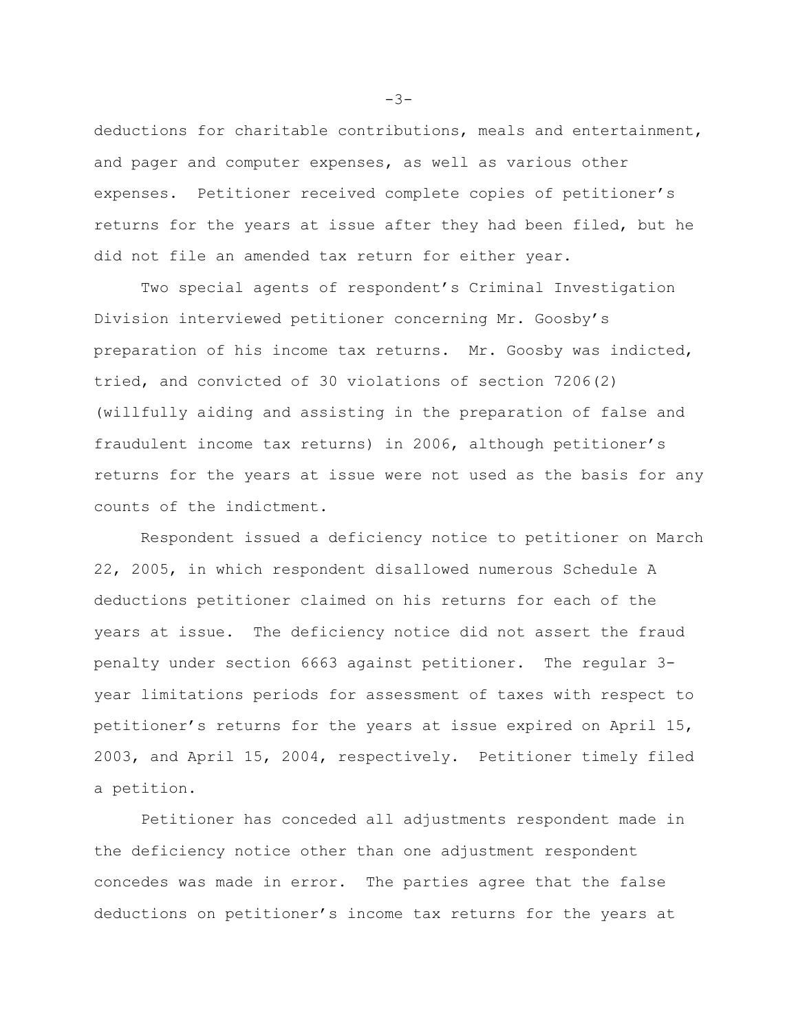deductions for charitable contributions, meals and entertainment, and pager and computer expenses, as well as various other expenses. Petitioner received complete copies of petitioner's returns for the years at issue after they had been filed, but he did not file an amended tax return for either year.

Two special agents of respondent's Criminal Investigation Division interviewed petitioner concerning Mr. Goosby's preparation of his income tax returns. Mr. Goosby was indicted, tried, and convicted of 30 violations of section 7206(2) (willfully aiding and assisting in the preparation of false and fraudulent income tax returns) in 2006, although petitioner's returns for the years at issue were not used as the basis for any counts of the indictment.

Respondent issued a deficiency notice to petitioner on March 22, 2005, in which respondent disallowed numerous Schedule A deductions petitioner claimed on his returns for each of the years at issue. The deficiency notice did not assert the fraud penalty under section 6663 against petitioner. The regular 3-year limitations periods for assessment of taxes with respect to petitioner's returns for the years at issue expired on April 15, 2003, and April 15, 2004, respectively. Petitioner timely filed a petition.

Petitioner has conceded all adjustments respondent made in the deficiency notice other than one adjustment respondent concedes was made in error. The parties agree that the false deductions on petitioner's income tax returns for the years at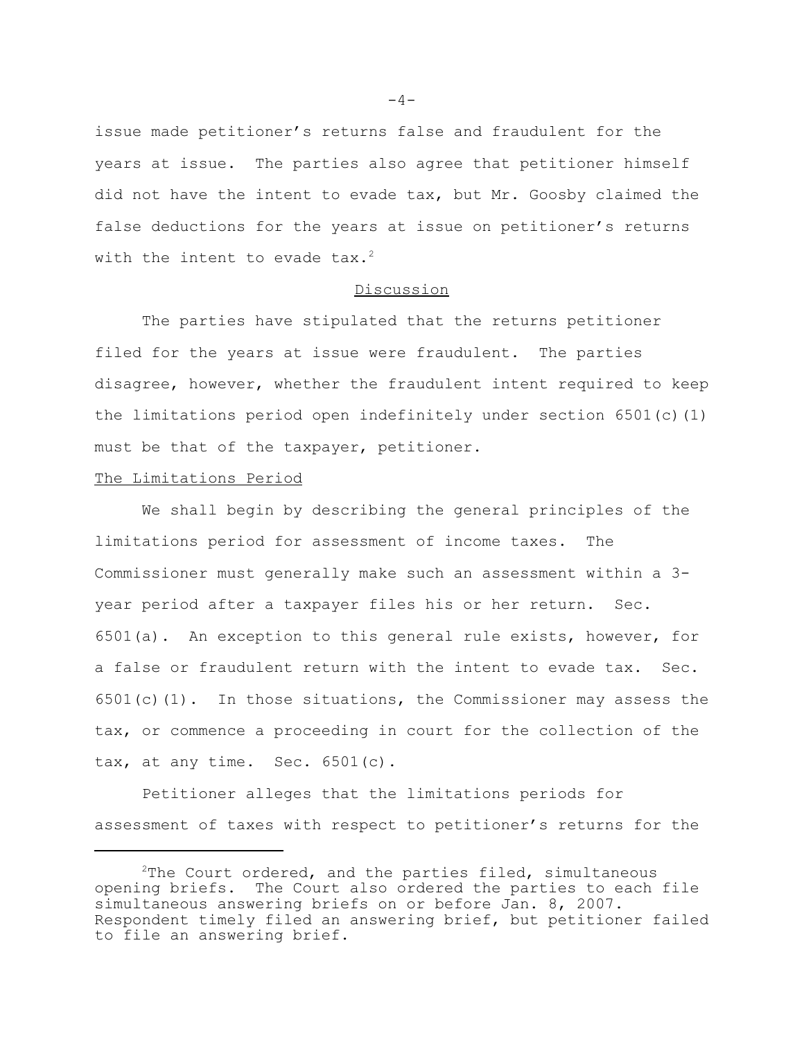issue made petitioner's returns false and fraudulent for the years at issue. The parties also agree that petitioner himself did not have the intent to evade tax, but Mr. Goosby claimed the false deductions for the years at issue on petitioner's returns with the intent to evade tax.[2]

## Discussion

The parties have stipulated that the returns petitioner filed for the years at issue were fraudulent. The parties disagree, however, whether the fraudulent intent required to keep the limitations period open indefinitely under section 6501(c)(1) must be that of the taxpayer, petitioner.

### The Limitations Period

We shall begin by describing the general principles of the limitations period for assessment of income taxes. The Commissioner must generally make such an assessment within a 3-year period after a taxpayer files his or her return. Sec. 6501(a). An exception to this general rule exists, however, for a false or fraudulent return with the intent to evade tax. Sec. 6501(c)(1). In those situations, the Commissioner may assess the tax, or commence a proceeding in court for the collection of the tax, at any time. Sec. 6501(c).

Petitioner alleges that the limitations periods for assessment of taxes with respect to petitioner's returns for the

---

[2] The Court ordered, and the parties filed, simultaneous opening briefs. The Court also ordered the parties to each file simultaneous answering briefs on or before Jan. 8, 2007. Respondent timely filed an answering brief, but petitioner failed to file an answering brief.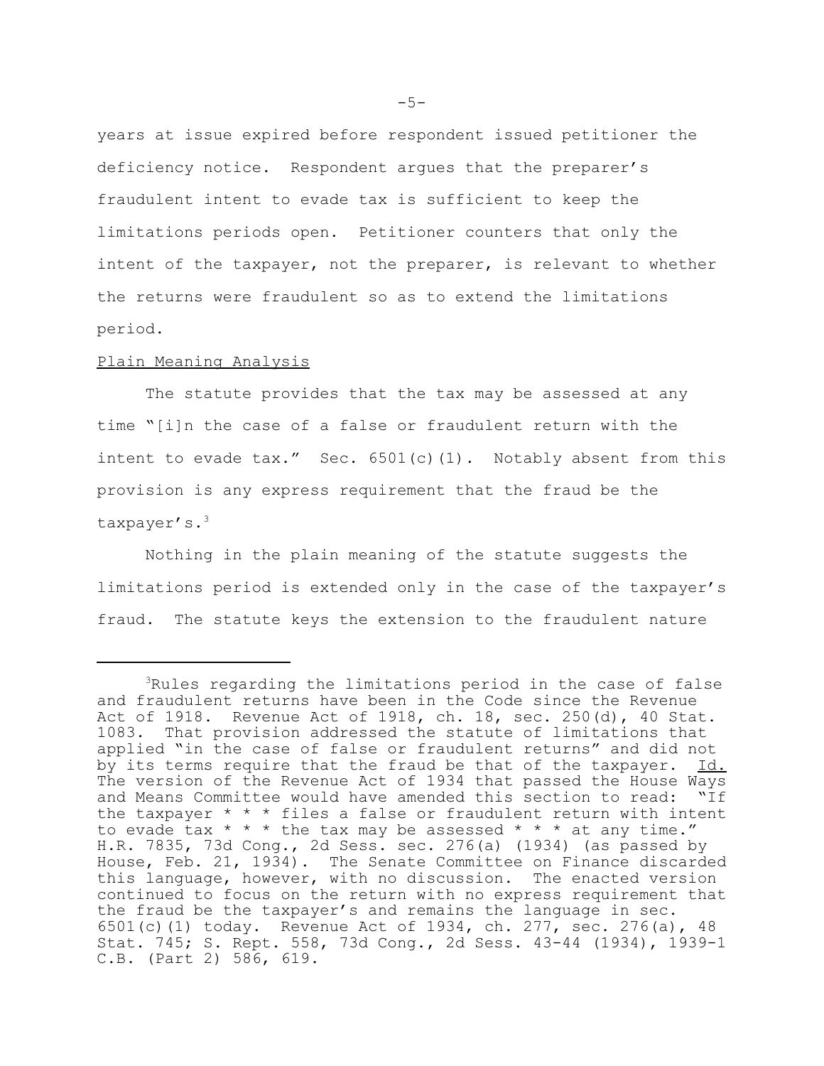years at issue expired before respondent issued petitioner the deficiency notice. Respondent argues that the preparer's fraudulent intent to evade tax is sufficient to keep the limitations periods open. Petitioner counters that only the intent of the taxpayer, not the preparer, is relevant to whether the returns were fraudulent so as to extend the limitations period.

Plain Meaning Analysis

The statute provides that the tax may be assessed at any time "[i]n the case of a false or fraudulent return with the intent to evade tax." Sec. 6501(c)(1). Notably absent from this provision is any express requirement that the fraud be the taxpayer's.[3]

Nothing in the plain meaning of the statute suggests the limitations period is extended only in the case of the taxpayer's fraud. The statute keys the extension to the fraudulent nature

---

[3]Rules regarding the limitations period in the case of false and fraudulent returns have been in the Code since the Revenue Act of 1918. Revenue Act of 1918, ch. 18, sec. 250(d), 40 Stat. 1083. That provision addressed the statute of limitations that applied "in the case of false or fraudulent returns" and did not by its terms require that the fraud be that of the taxpayer. Id. The version of the Revenue Act of 1934 that passed the House Ways and Means Committee would have amended this section to read: "If the taxpayer * * * files a false or fraudulent return with intent to evade tax * * * the tax may be assessed * * * at any time." H.R. 7835, 73d Cong., 2d Sess. sec. 276(a) (1934) (as passed by House, Feb. 21, 1934). The Senate Committee on Finance discarded this language, however, with no discussion. The enacted version continued to focus on the return with no express requirement that the fraud be the taxpayer's and remains the language in sec. 6501(c)(1) today. Revenue Act of 1934, ch. 277, sec. 276(a), 48 Stat. 745; S. Rept. 558, 73d Cong., 2d Sess. 43-44 (1934), 1939-1 C.B. (Part 2) 586, 619.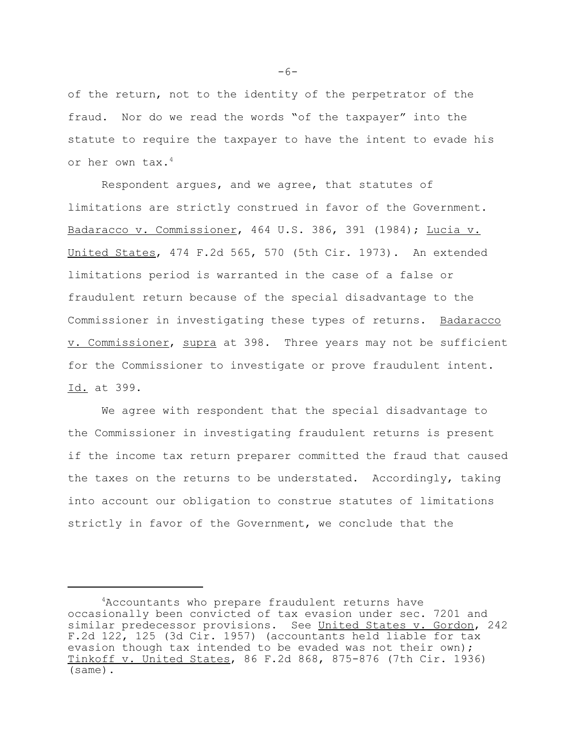of the return, not to the identity of the perpetrator of the fraud. Nor do we read the words "of the taxpayer" into the statute to require the taxpayer to have the intent to evade his or her own tax.[4]

Respondent argues, and we agree, that statutes of limitations are strictly construed in favor of the Government. Badaracco v. Commissioner, 464 U.S. 386, 391 (1984); Lucia v. United States, 474 F.2d 565, 570 (5th Cir. 1973). An extended limitations period is warranted in the case of a false or fraudulent return because of the special disadvantage to the Commissioner in investigating these types of returns. Badaracco v. Commissioner, supra at 398. Three years may not be sufficient for the Commissioner to investigate or prove fraudulent intent. Id. at 399.

We agree with respondent that the special disadvantage to the Commissioner in investigating fraudulent returns is present if the income tax return preparer committed the fraud that caused the taxes on the returns to be understated. Accordingly, taking into account our obligation to construe statutes of limitations strictly in favor of the Government, we conclude that the

---

[4]Accountants who prepare fraudulent returns have occasionally been convicted of tax evasion under sec. 7201 and similar predecessor provisions. See United States v. Gordon, 242 F.2d 122, 125 (3d Cir. 1957) (accountants held liable for tax evasion though tax intended to be evaded was not their own); Tinkoff v. United States, 86 F.2d 868, 875-876 (7th Cir. 1936) (same).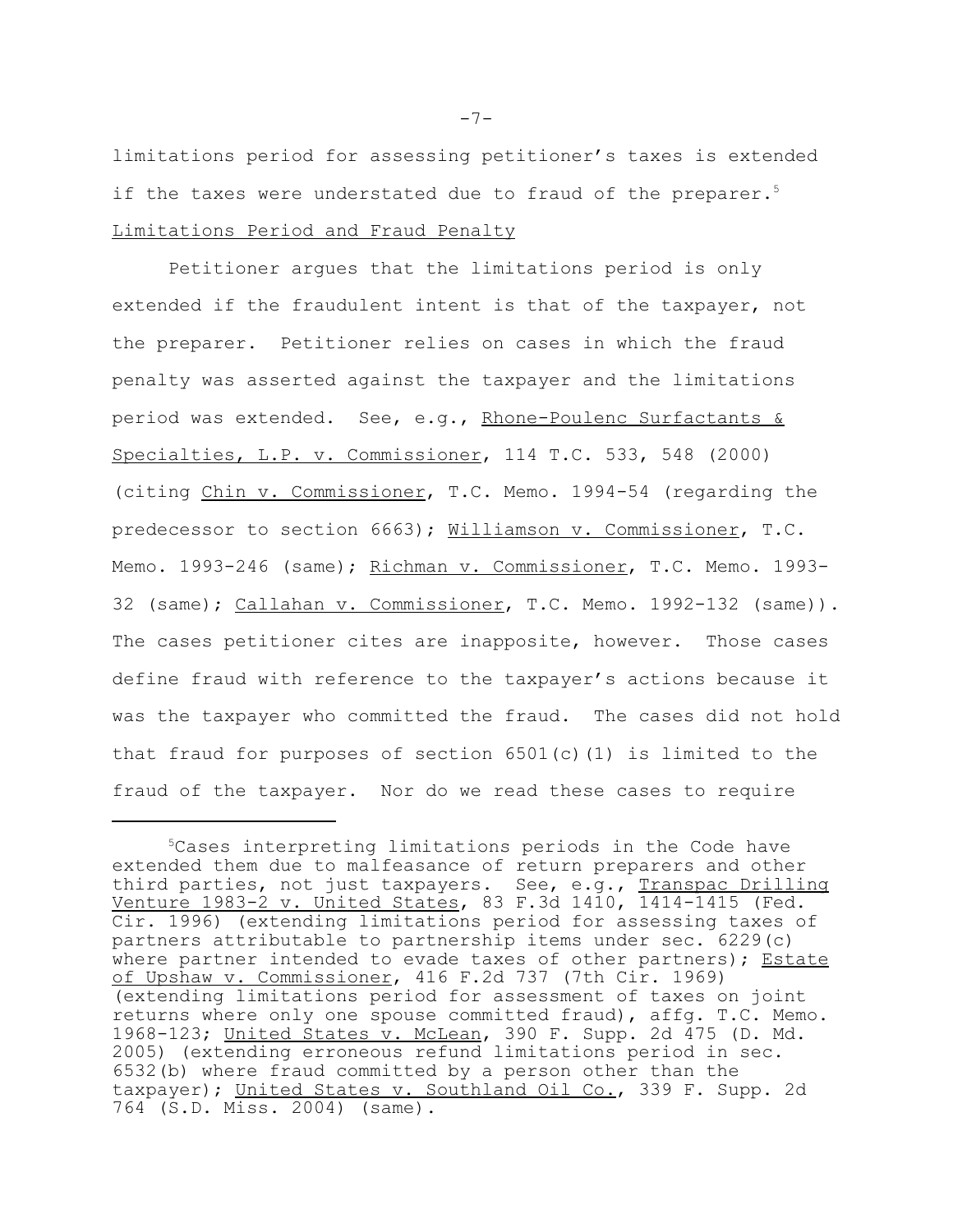limitations period for assessing petitioner's taxes is extended if the taxes were understated due to fraud of the preparer.[5]

Limitations Period and Fraud Penalty

Petitioner argues that the limitations period is only extended if the fraudulent intent is that of the taxpayer, not the preparer. Petitioner relies on cases in which the fraud penalty was asserted against the taxpayer and the limitations period was extended. See, e.g., Rhone-Poulenc Surfactants & Specialties, L.P. v. Commissioner, 114 T.C. 533, 548 (2000) (citing Chin v. Commissioner, T.C. Memo. 1994-54 (regarding the predecessor to section 6663); Williamson v. Commissioner, T.C. Memo. 1993-246 (same); Richman v. Commissioner, T.C. Memo. 1993-32 (same); Callahan v. Commissioner, T.C. Memo. 1992-132 (same)). The cases petitioner cites are inapposite, however. Those cases define fraud with reference to the taxpayer's actions because it was the taxpayer who committed the fraud. The cases did not hold that fraud for purposes of section 6501(c)(1) is limited to the fraud of the taxpayer. Nor do we read these cases to require

---

[5]Cases interpreting limitations periods in the Code have extended them due to malfeasance of return preparers and other third parties, not just taxpayers. See, e.g., Transpac Drilling Venture 1983-2 v. United States, 83 F.3d 1410, 1414-1415 (Fed. Cir. 1996) (extending limitations period for assessing taxes of partners attributable to partnership items under sec. 6229(c) where partner intended to evade taxes of other partners); Estate of Upshaw v. Commissioner, 416 F.2d 737 (7th Cir. 1969) (extending limitations period for assessment of taxes on joint returns where only one spouse committed fraud), affg. T.C. Memo. 1968-123; United States v. McLean, 390 F. Supp. 2d 475 (D. Md. 2005) (extending erroneous refund limitations period in sec. 6532(b) where fraud committed by a person other than the taxpayer); United States v. Southland Oil Co., 339 F. Supp. 2d 764 (S.D. Miss. 2004) (same).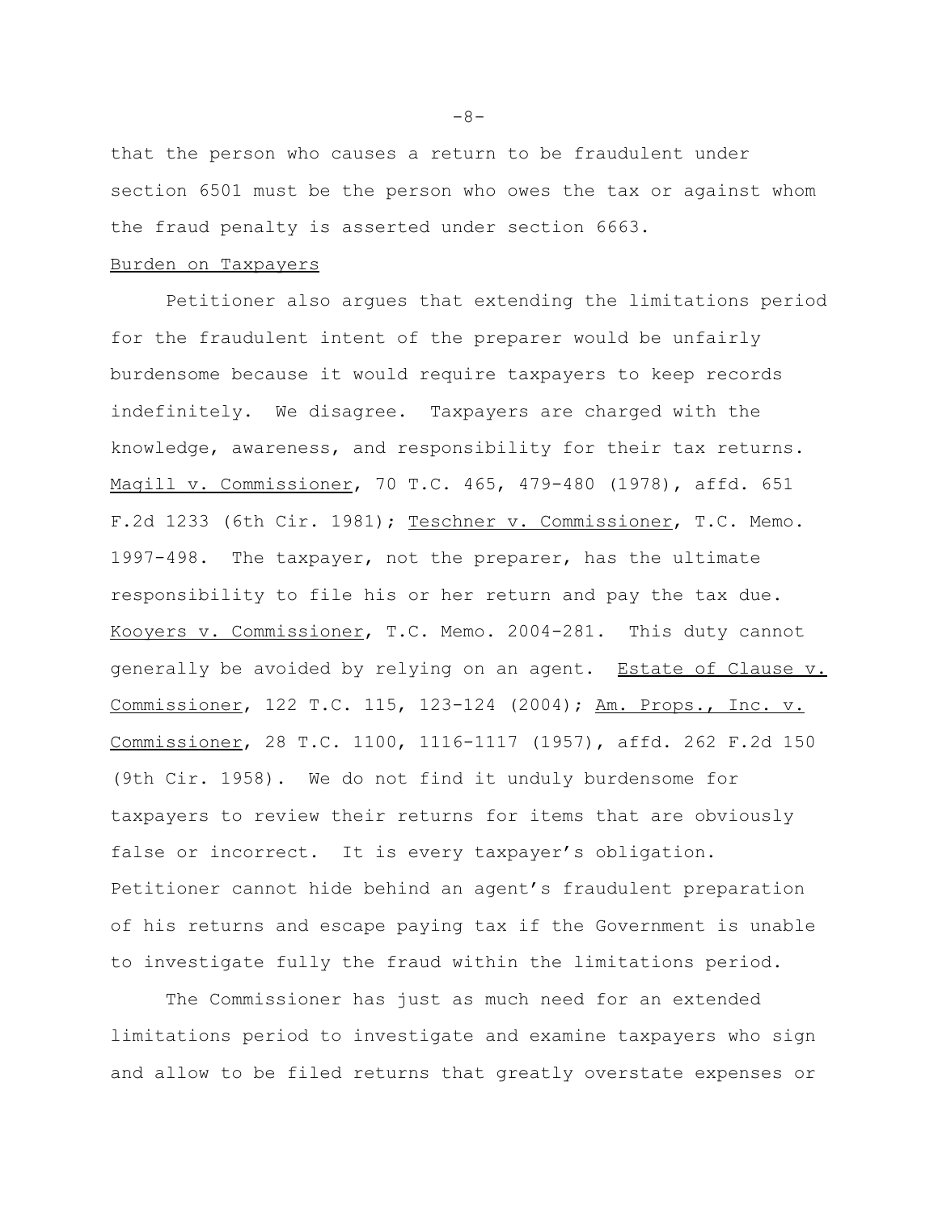that the person who causes a return to be fraudulent under section 6501 must be the person who owes the tax or against whom the fraud penalty is asserted under section 6663.

Burden on Taxpayers

Petitioner also argues that extending the limitations period for the fraudulent intent of the preparer would be unfairly burdensome because it would require taxpayers to keep records indefinitely. We disagree. Taxpayers are charged with the knowledge, awareness, and responsibility for their tax returns. Magill v. Commissioner, 70 T.C. 465, 479-480 (1978), affd. 651 F.2d 1233 (6th Cir. 1981); Teschner v. Commissioner, T.C. Memo. 1997-498. The taxpayer, not the preparer, has the ultimate responsibility to file his or her return and pay the tax due. Kooyers v. Commissioner, T.C. Memo. 2004-281. This duty cannot generally be avoided by relying on an agent. Estate of Clause v. Commissioner, 122 T.C. 115, 123-124 (2004); Am. Props., Inc. v. Commissioner, 28 T.C. 1100, 1116-1117 (1957), affd. 262 F.2d 150 (9th Cir. 1958). We do not find it unduly burdensome for taxpayers to review their returns for items that are obviously false or incorrect. It is every taxpayer's obligation. Petitioner cannot hide behind an agent's fraudulent preparation of his returns and escape paying tax if the Government is unable to investigate fully the fraud within the limitations period.

The Commissioner has just as much need for an extended limitations period to investigate and examine taxpayers who sign and allow to be filed returns that greatly overstate expenses or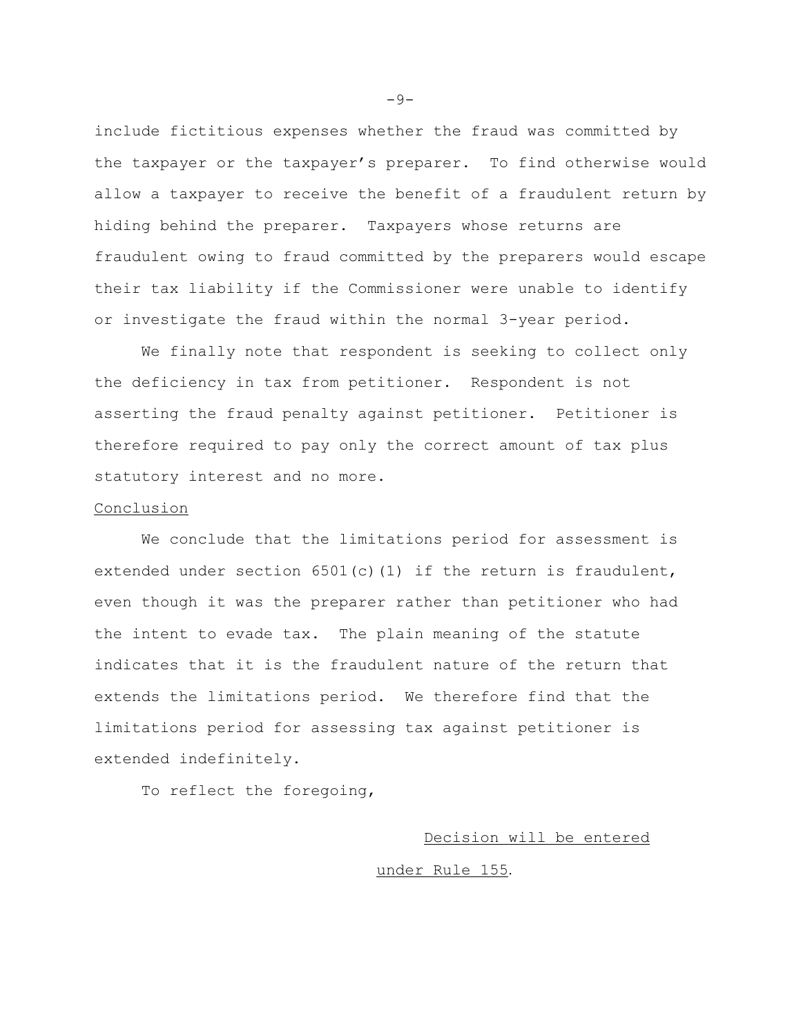include fictitious expenses whether the fraud was committed by the taxpayer or the taxpayer's preparer. To find otherwise would allow a taxpayer to receive the benefit of a fraudulent return by hiding behind the preparer. Taxpayers whose returns are fraudulent owing to fraud committed by the preparers would escape their tax liability if the Commissioner were unable to identify or investigate the fraud within the normal 3-year period.

We finally note that respondent is seeking to collect only the deficiency in tax from petitioner. Respondent is not asserting the fraud penalty against petitioner. Petitioner is therefore required to pay only the correct amount of tax plus statutory interest and no more.

Conclusion

We conclude that the limitations period for assessment is extended under section 6501(c)(1) if the return is fraudulent, even though it was the preparer rather than petitioner who had the intent to evade tax. The plain meaning of the statute indicates that it is the fraudulent nature of the return that extends the limitations period. We therefore find that the limitations period for assessing tax against petitioner is extended indefinitely.

To reflect the foregoing,

Decision will be entered under Rule 155.